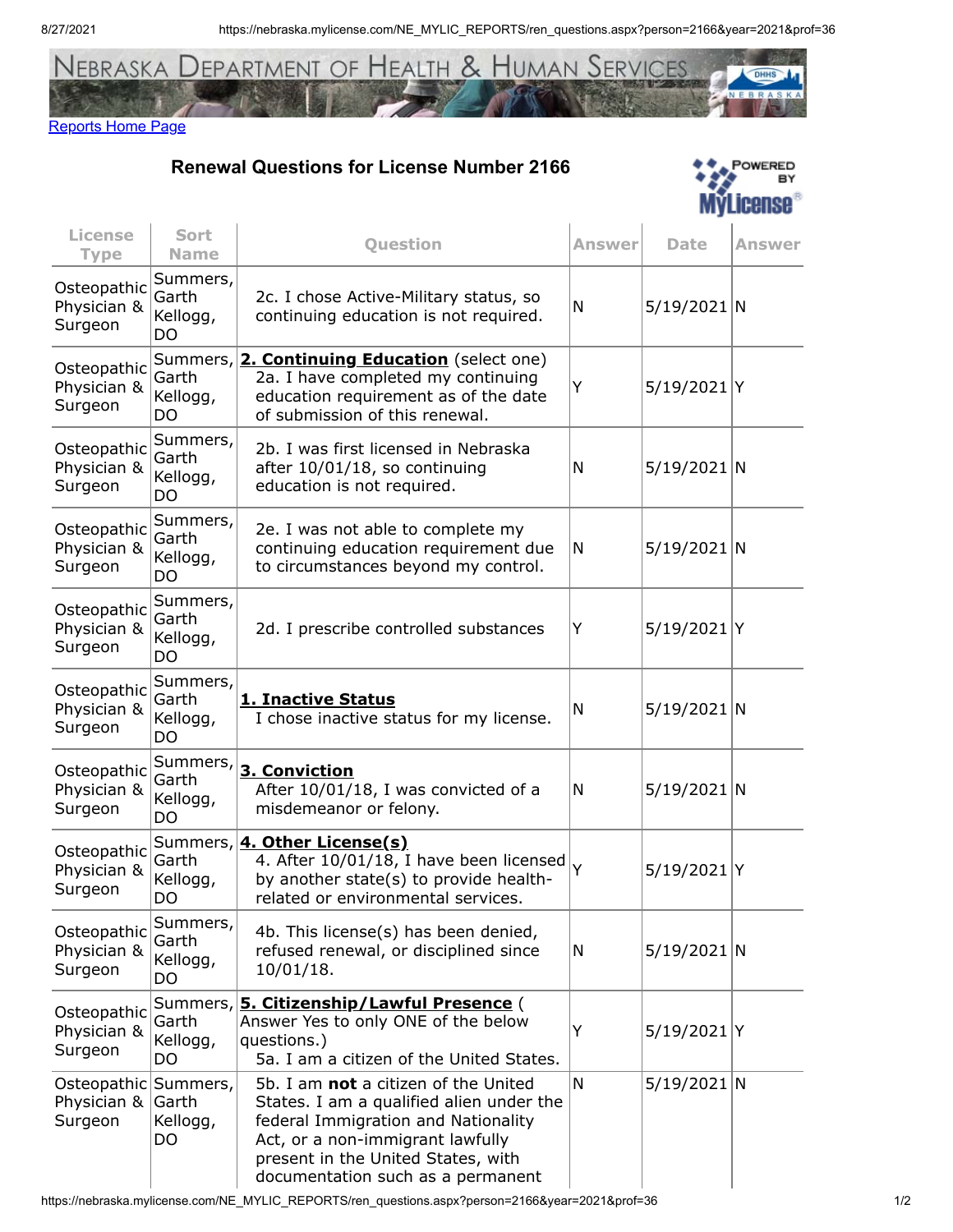Nebraska Department of Health & Human Services

Reports Home Page

## Renewal Questions for License Number 2166

Powered by MyLicense

| License Type | Sort Name | Question | Answer | Date | Answer |
|---|---|---|---|---|---|
| Osteopathic Physician & Surgeon | Summers, Garth Kellogg, DO | 2c. I chose Active-Military status, so continuing education is not required. | N | 5/19/2021 | N |
| Osteopathic Physician & Surgeon | Summers, Garth Kellogg, DO | **2. Continuing Education** (select one) 2a. I have completed my continuing education requirement as of the date of submission of this renewal. | Y | 5/19/2021 | Y |
| Osteopathic Physician & Surgeon | Summers, Garth Kellogg, DO | 2b. I was first licensed in Nebraska after 10/01/18, so continuing education is not required. | N | 5/19/2021 | N |
| Osteopathic Physician & Surgeon | Summers, Garth Kellogg, DO | 2e. I was not able to complete my continuing education requirement due to circumstances beyond my control. | N | 5/19/2021 | N |
| Osteopathic Physician & Surgeon | Summers, Garth Kellogg, DO | 2d. I prescribe controlled substances | Y | 5/19/2021 | Y |
| Osteopathic Physician & Surgeon | Summers, Garth Kellogg, DO | **1. Inactive Status** I chose inactive status for my license. | N | 5/19/2021 | N |
| Osteopathic Physician & Surgeon | Summers, Garth Kellogg, DO | **3. Conviction** After 10/01/18, I was convicted of a misdemeanor or felony. | N | 5/19/2021 | N |
| Osteopathic Physician & Surgeon | Summers, Garth Kellogg, DO | **4. Other License(s)** 4. After 10/01/18, I have been licensed by another state(s) to provide health-related or environmental services. | Y | 5/19/2021 | Y |
| Osteopathic Physician & Surgeon | Summers, Garth Kellogg, DO | 4b. This license(s) has been denied, refused renewal, or disciplined since 10/01/18. | N | 5/19/2021 | N |
| Osteopathic Physician & Surgeon | Summers, Garth Kellogg, DO | **5. Citizenship/Lawful Presence** ( Answer Yes to only ONE of the below questions.) 5a. I am a citizen of the United States. | Y | 5/19/2021 | Y |
| Osteopathic Physician & Surgeon | Summers, Garth Kellogg, DO | 5b. I am **not** a citizen of the United States. I am a qualified alien under the federal Immigration and Nationality Act, or a non-immigrant lawfully present in the United States, with documentation such as a permanent | N | 5/19/2021 | N |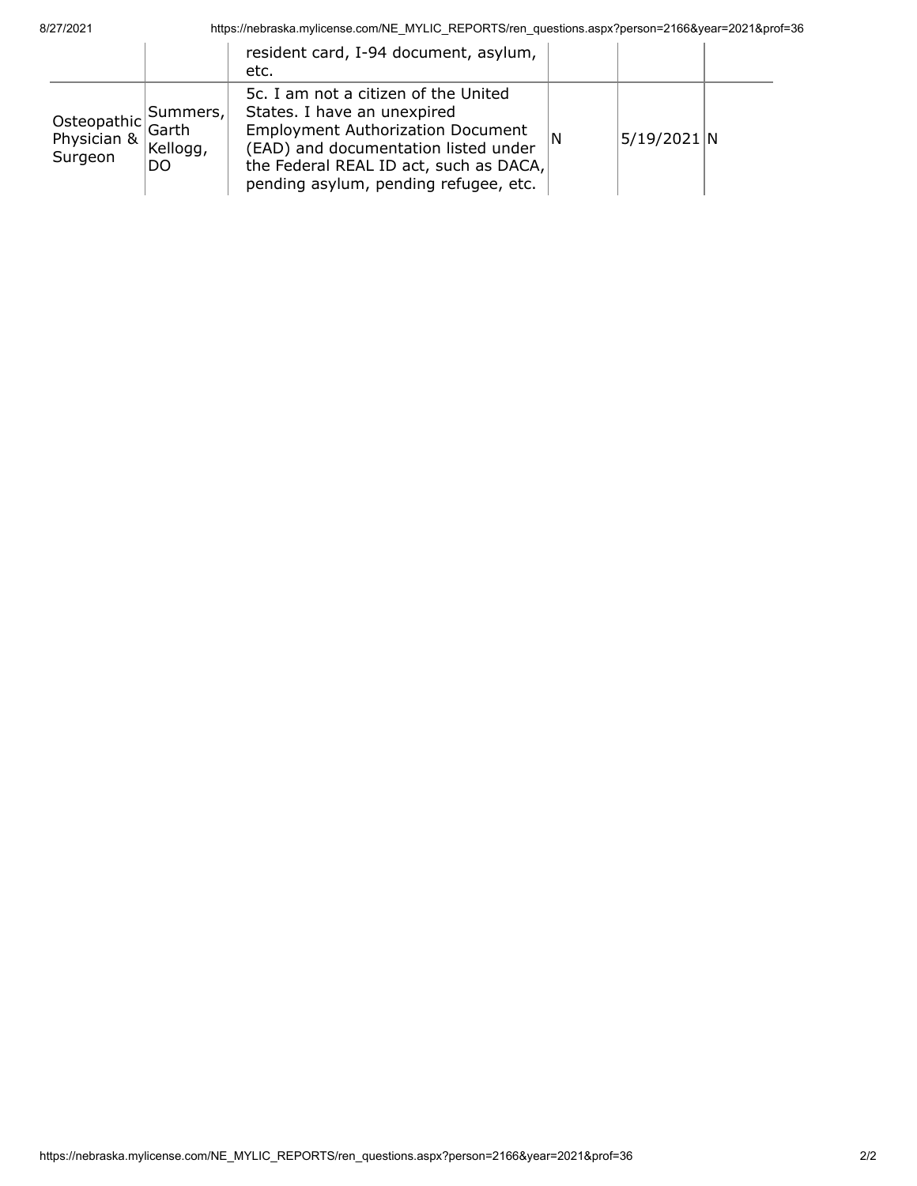| | | | | | |
|---|---|---|---|---|---|
| | | resident card, I-94 document, asylum, etc. | | | |
| Osteopathic Physician & Surgeon | Summers, Garth Kellogg, DO | 5c. I am not a citizen of the United States. I have an unexpired Employment Authorization Document (EAD) and documentation listed under the Federal REAL ID act, such as DACA, pending asylum, pending refugee, etc. | N | 5/19/2021 | N |